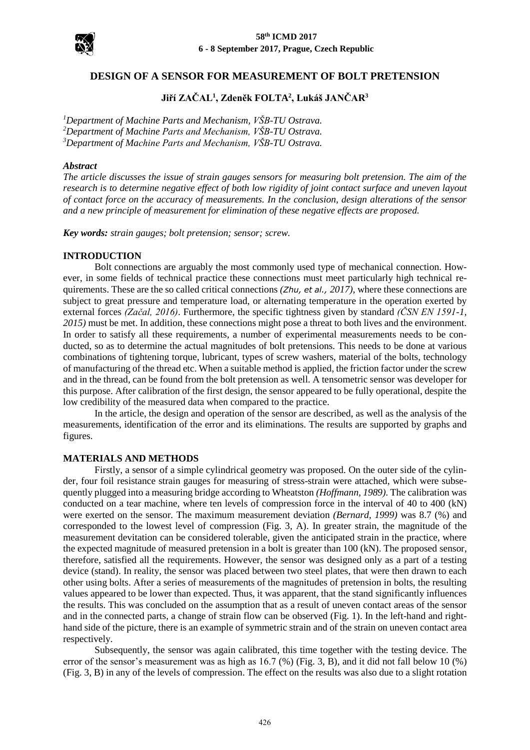# DESIGN OF A SENSOR FOR MEASUREMENT OF BOLT PRETENSION

**Jiří ZAČAL[1], Zdeněk FOLTA[2], Lukáš JANČAR[3]**

*[1]Department of Machine Parts and Mechanism, VŠB-TU Ostrava.*
*[2]Department of Machine Parts and Mechanism, VŠB-TU Ostrava.*
*[3]Department of Machine Parts and Mechanism, VŠB-TU Ostrava.*

***Abstract***

*The article discusses the issue of strain gauges sensors for measuring bolt pretension. The aim of the research is to determine negative effect of both low rigidity of joint contact surface and uneven layout of contact force on the accuracy of measurements. In the conclusion, design alterations of the sensor and a new principle of measurement for elimination of these negative effects are proposed.*

***Key words:*** *strain gauges; bolt pretension; sensor; screw.*

## INTRODUCTION

Bolt connections are arguably the most commonly used type of mechanical connection. However, in some fields of technical practice these connections must meet particularly high technical requirements. These are the so called critical connections *(Zhu, et al., 2017)*, where these connections are subject to great pressure and temperature load, or alternating temperature in the operation exerted by external forces *(Začal, 2016)*. Furthermore, the specific tightness given by standard *(ČSN EN 1591-1, 2015)* must be met. In addition, these connections might pose a threat to both lives and the environment. In order to satisfy all these requirements, a number of experimental measurements needs to be conducted, so as to determine the actual magnitudes of bolt pretensions. This needs to be done at various combinations of tightening torque, lubricant, types of screw washers, material of the bolts, technology of manufacturing of the thread etc. When a suitable method is applied, the friction factor under the screw and in the thread, can be found from the bolt pretension as well. A tensometric sensor was developer for this purpose. After calibration of the first design, the sensor appeared to be fully operational, despite the low credibility of the measured data when compared to the practice.

In the article, the design and operation of the sensor are described, as well as the analysis of the measurements, identification of the error and its eliminations. The results are supported by graphs and figures.

## MATERIALS AND METHODS

Firstly, a sensor of a simple cylindrical geometry was proposed. On the outer side of the cylinder, four foil resistance strain gauges for measuring of stress-strain were attached, which were subsequently plugged into a measuring bridge according to Wheatston *(Hoffmann, 1989)*. The calibration was conducted on a tear machine, where ten levels of compression force in the interval of 40 to 400 (kN) were exerted on the sensor. The maximum measurement deviation *(Bernard, 1999)* was 8.7 (%) and corresponded to the lowest level of compression (Fig. 3, A). In greater strain, the magnitude of the measurement devitation can be considered tolerable, given the anticipated strain in the practice, where the expected magnitude of measured pretension in a bolt is greater than 100 (kN). The proposed sensor, therefore, satisfied all the requirements. However, the sensor was designed only as a part of a testing device (stand). In reality, the sensor was placed between two steel plates, that were then drawn to each other using bolts. After a series of measurements of the magnitudes of pretension in bolts, the resulting values appeared to be lower than expected. Thus, it was apparent, that the stand significantly influences the results. This was concluded on the assumption that as a result of uneven contact areas of the sensor and in the connected parts, a change of strain flow can be observed (Fig. 1). In the left-hand and right-hand side of the picture, there is an example of symmetric strain and of the strain on uneven contact area respectively.

Subsequently, the sensor was again calibrated, this time together with the testing device. The error of the sensor's measurement was as high as 16.7 (%) (Fig. 3, B), and it did not fall below 10 (%) (Fig. 3, B) in any of the levels of compression. The effect on the results was also due to a slight rotation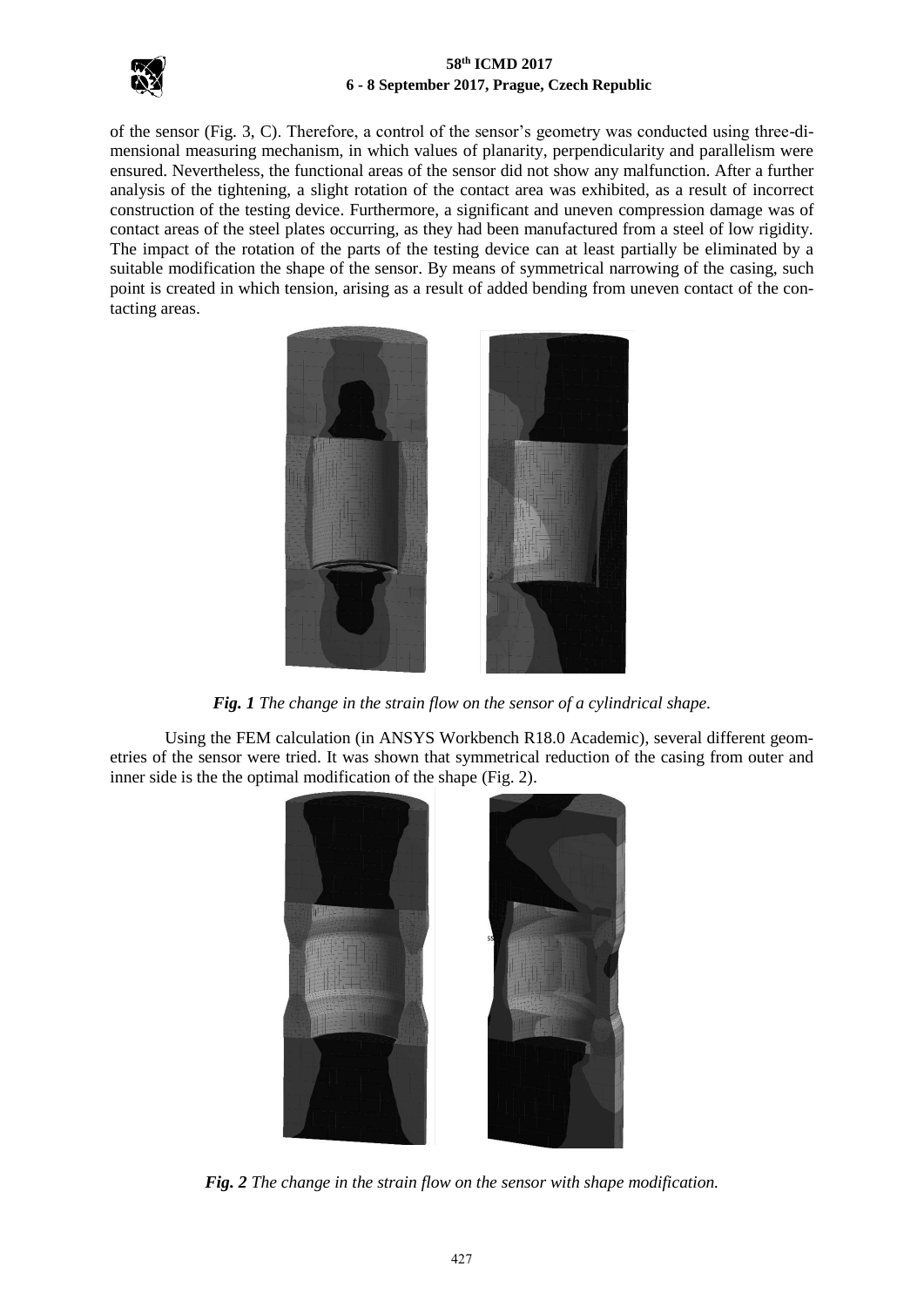of the sensor (Fig. 3, C). Therefore, a control of the sensor's geometry was conducted using three-dimensional measuring mechanism, in which values of planarity, perpendicularity and parallelism were ensured. Nevertheless, the functional areas of the sensor did not show any malfunction. After a further analysis of the tightening, a slight rotation of the contact area was exhibited, as a result of incorrect construction of the testing device. Furthermore, a significant and uneven compression damage was of contact areas of the steel plates occurring, as they had been manufactured from a steel of low rigidity. The impact of the rotation of the parts of the testing device can at least partially be eliminated by a suitable modification the shape of the sensor. By means of symmetrical narrowing of the casing, such point is created in which tension, arising as a result of added bending from uneven contact of the contacting areas.

***Fig. 1** The change in the strain flow on the sensor of a cylindrical shape.*

Using the FEM calculation (in ANSYS Workbench R18.0 Academic), several different geometries of the sensor were tried. It was shown that symmetrical reduction of the casing from outer and inner side is the the optimal modification of the shape (Fig. 2).

***Fig. 2** The change in the strain flow on the sensor with shape modification.*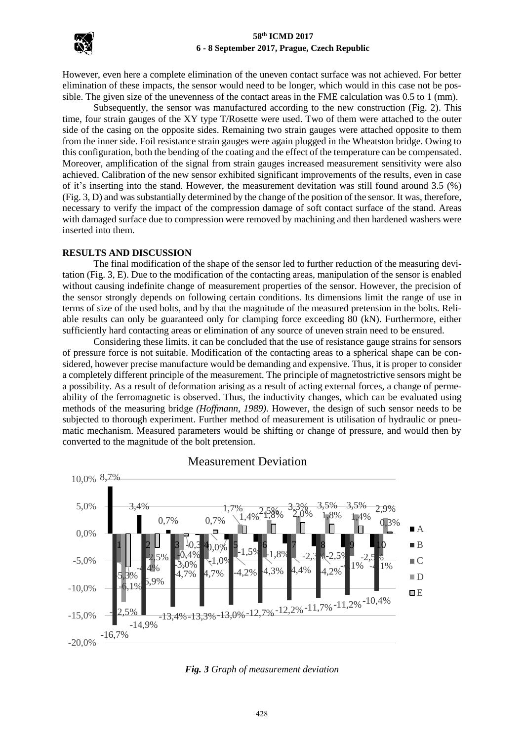However, even here a complete elimination of the uneven contact surface was not achieved. For better elimination of these impacts, the sensor would need to be longer, which would in this case not be possible. The given size of the unevenness of the contact areas in the FME calculation was 0.5 to 1 (mm).

Subsequently, the sensor was manufactured according to the new construction (Fig. 2). This time, four strain gauges of the XY type T/Rosette were used. Two of them were attached to the outer side of the casing on the opposite sides. Remaining two strain gauges were attached opposite to them from the inner side. Foil resistance strain gauges were again plugged in the Wheatston bridge. Owing to this configuration, both the bending of the coating and the effect of the temperature can be compensated. Moreover, amplification of the signal from strain gauges increased measurement sensitivity were also achieved. Calibration of the new sensor exhibited significant improvements of the results, even in case of it's inserting into the stand. However, the measurement devitation was still found around 3.5 (%) (Fig. 3, D) and was substantially determined by the change of the position of the sensor. It was, therefore, necessary to verify the impact of the compression damage of soft contact surface of the stand. Areas with damaged surface due to compression were removed by machining and then hardened washers were inserted into them.

## RESULTS AND DISCUSSION

The final modification of the shape of the sensor led to further reduction of the measuring devitation (Fig. 3, E). Due to the modification of the contacting areas, manipulation of the sensor is enabled without causing indefinite change of measurement properties of the sensor. However, the precision of the sensor strongly depends on following certain conditions. Its dimensions limit the range of use in terms of size of the used bolts, and by that the magnitude of the measured pretension in the bolts. Reliable results can only be guaranteed only for clamping force exceeding 80 (kN). Furthermore, either sufficiently hard contacting areas or elimination of any source of uneven strain need to be ensured.

Considering these limits. it can be concluded that the use of resistance gauge strains for sensors of pressure force is not suitable. Modification of the contacting areas to a spherical shape can be considered, however precise manufacture would be demanding and expensive. Thus, it is proper to consider a completely different principle of the measurement. The principle of magnetostrictive sensors might be a possibility. As a result of deformation arising as a result of acting external forces, a change of permeability of the ferromagnetic is observed. Thus, the inductivity changes, which can be evaluated using methods of the measuring bridge *(Hoffmann, 1989)*. However, the design of such sensor needs to be subjected to thorough experiment. Further method of measurement is utilisation of hydraulic or pneumatic mechanism. Measured parameters would be shifting or change of pressure, and would then by converted to the magnitude of the bolt pretension.

*Fig. 3 Graph of measurement deviation*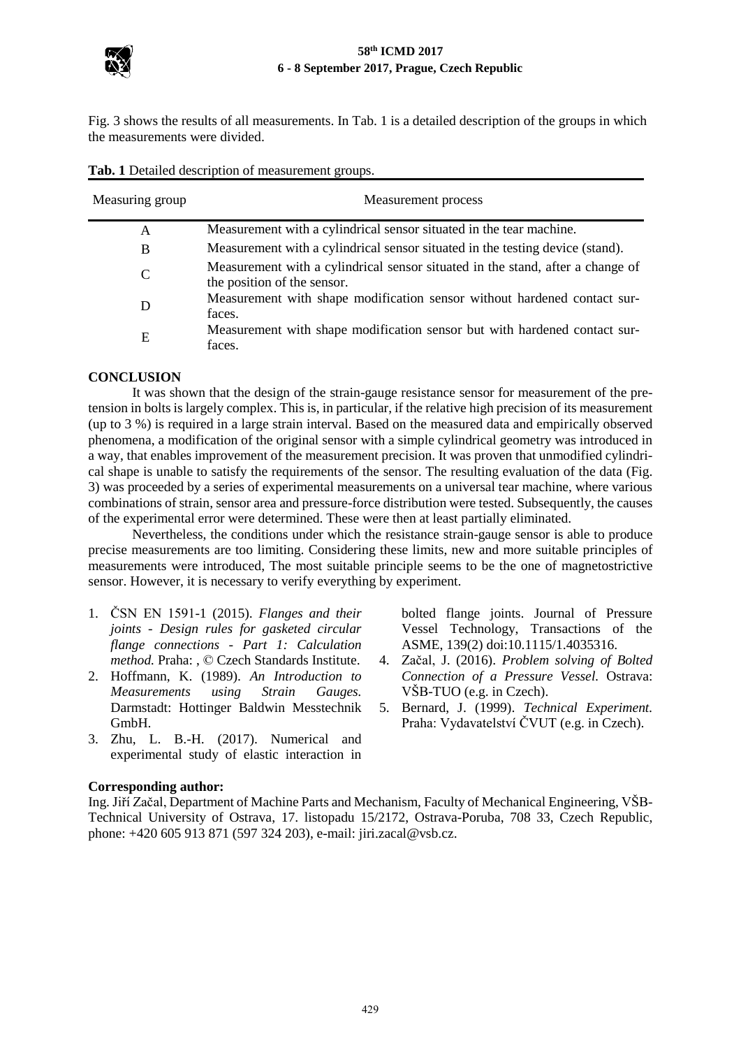Fig. 3 shows the results of all measurements. In Tab. 1 is a detailed description of the groups in which the measurements were divided.

**Tab. 1** Detailed description of measurement groups.

| Measuring group | Measurement process |
|---|---|
| A | Measurement with a cylindrical sensor situated in the tear machine. |
| B | Measurement with a cylindrical sensor situated in the testing device (stand). |
| C | Measurement with a cylindrical sensor situated in the stand, after a change of the position of the sensor. |
| D | Measurement with shape modification sensor without hardened contact surfaces. |
| E | Measurement with shape modification sensor but with hardened contact surfaces. |

**CONCLUSION**

It was shown that the design of the strain-gauge resistance sensor for measurement of the pretension in bolts is largely complex. This is, in particular, if the relative high precision of its measurement (up to 3 %) is required in a large strain interval. Based on the measured data and empirically observed phenomena, a modification of the original sensor with a simple cylindrical geometry was introduced in a way, that enables improvement of the measurement precision. It was proven that unmodified cylindrical shape is unable to satisfy the requirements of the sensor. The resulting evaluation of the data (Fig. 3) was proceeded by a series of experimental measurements on a universal tear machine, where various combinations of strain, sensor area and pressure-force distribution were tested. Subsequently, the causes of the experimental error were determined. These were then at least partially eliminated.

Nevertheless, the conditions under which the resistance strain-gauge sensor is able to produce precise measurements are too limiting. Considering these limits, new and more suitable principles of measurements were introduced, The most suitable principle seems to be the one of magnetostrictive sensor. However, it is necessary to verify everything by experiment.

1. ČSN EN 1591-1 (2015). *Flanges and their joints - Design rules for gasketed circular flange connections - Part 1: Calculation method.* Praha: , © Czech Standards Institute.
2. Hoffmann, K. (1989). *An Introduction to Measurements using Strain Gauges.* Darmstadt: Hottinger Baldwin Messtechnik GmbH.
3. Zhu, L. B.-H. (2017). Numerical and experimental study of elastic interaction in bolted flange joints. Journal of Pressure Vessel Technology, Transactions of the ASME, 139(2) doi:10.1115/1.4035316.
4. Začal, J. (2016). *Problem solving of Bolted Connection of a Pressure Vessel.* Ostrava: VŠB-TUO (e.g. in Czech).
5. Bernard, J. (1999). *Technical Experiment.* Praha: Vydavatelství ČVUT (e.g. in Czech).

**Corresponding author:**

Ing. Jiří Začal, Department of Machine Parts and Mechanism, Faculty of Mechanical Engineering, VŠB-Technical University of Ostrava, 17. listopadu 15/2172, Ostrava-Poruba, 708 33, Czech Republic, phone: +420 605 913 871 (597 324 203), e-mail: jiri.zacal@vsb.cz.